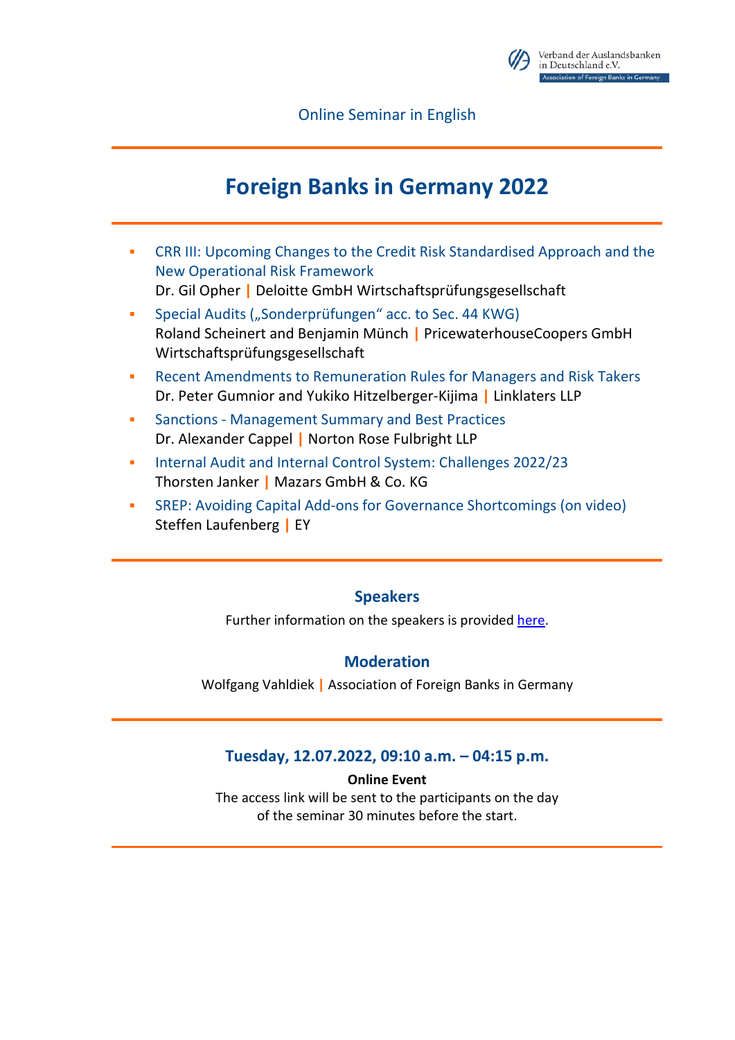Verband der Auslandsbanken in Deutschland e.V.
Association of Foreign Banks in Germany

Online Seminar in English

# Foreign Banks in Germany 2022

- CRR III: Upcoming Changes to the Credit Risk Standardised Approach and the New Operational Risk Framework
  Dr. Gil Opher | Deloitte GmbH Wirtschaftsprüfungsgesellschaft
- Special Audits („Sonderprüfungen" acc. to Sec. 44 KWG)
  Roland Scheinert and Benjamin Münch | PricewaterhouseCoopers GmbH Wirtschaftsprüfungsgesellschaft
- Recent Amendments to Remuneration Rules for Managers and Risk Takers
  Dr. Peter Gumnior and Yukiko Hitzelberger-Kijima | Linklaters LLP
- Sanctions - Management Summary and Best Practices
  Dr. Alexander Cappel | Norton Rose Fulbright LLP
- Internal Audit and Internal Control System: Challenges 2022/23
  Thorsten Janker | Mazars GmbH & Co. KG
- SREP: Avoiding Capital Add-ons for Governance Shortcomings (on video)
  Steffen Laufenberg | EY

## Speakers

Further information on the speakers is provided here.

## Moderation

Wolfgang Vahldiek | Association of Foreign Banks in Germany

## Tuesday, 12.07.2022, 09:10 a.m. – 04:15 p.m.

**Online Event**

The access link will be sent to the participants on the day of the seminar 30 minutes before the start.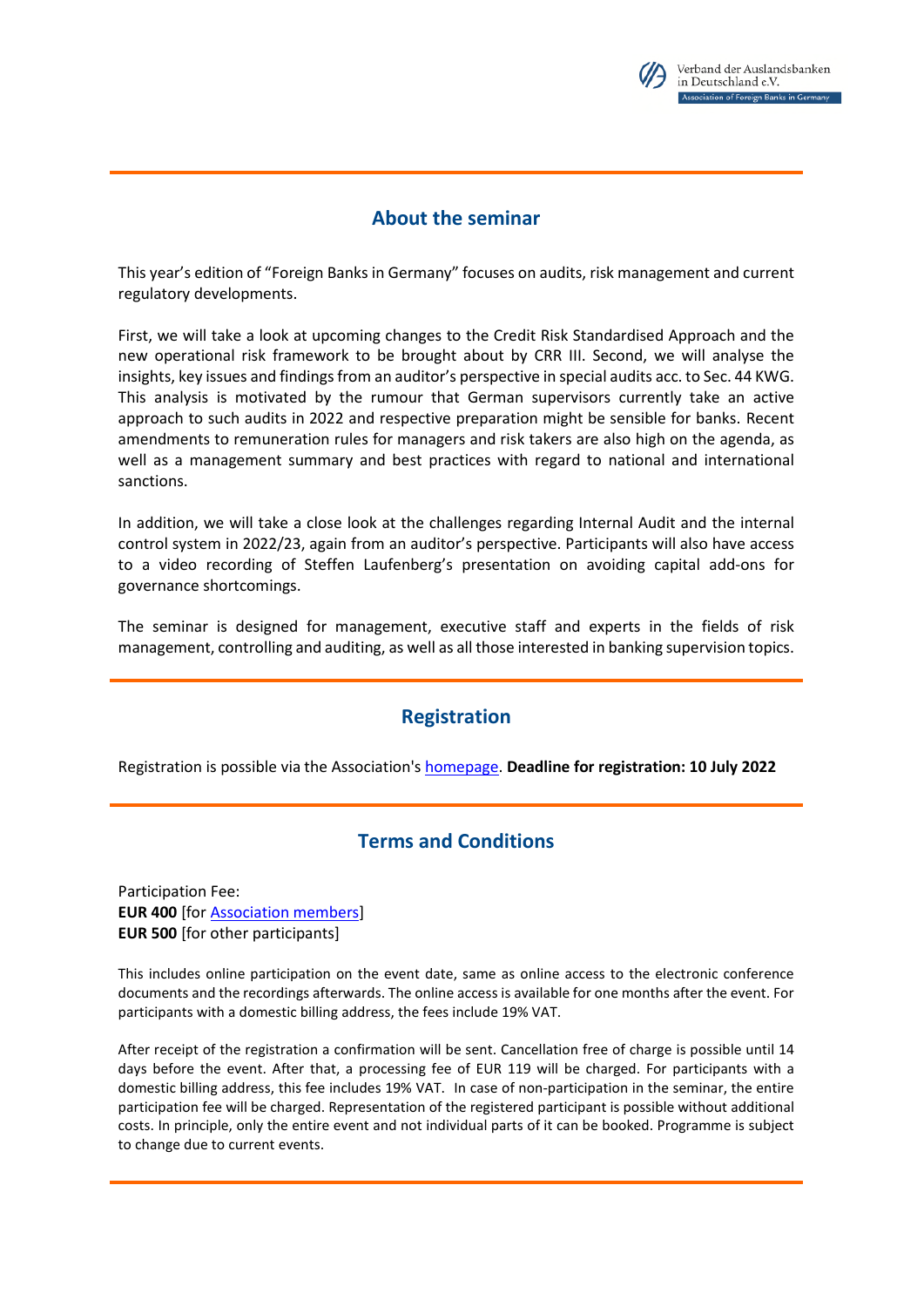## About the seminar

This year's edition of "Foreign Banks in Germany" focuses on audits, risk management and current regulatory developments.

First, we will take a look at upcoming changes to the Credit Risk Standardised Approach and the new operational risk framework to be brought about by CRR III. Second, we will analyse the insights, key issues and findings from an auditor's perspective in special audits acc. to Sec. 44 KWG. This analysis is motivated by the rumour that German supervisors currently take an active approach to such audits in 2022 and respective preparation might be sensible for banks. Recent amendments to remuneration rules for managers and risk takers are also high on the agenda, as well as a management summary and best practices with regard to national and international sanctions.

In addition, we will take a close look at the challenges regarding Internal Audit and the internal control system in 2022/23, again from an auditor's perspective. Participants will also have access to a video recording of Steffen Laufenberg's presentation on avoiding capital add-ons for governance shortcomings.

The seminar is designed for management, executive staff and experts in the fields of risk management, controlling and auditing, as well as all those interested in banking supervision topics.

## Registration

Registration is possible via the Association's homepage. **Deadline for registration: 10 July 2022**

## Terms and Conditions

Participation Fee:
**EUR 400** [for Association members]
**EUR 500** [for other participants]

This includes online participation on the event date, same as online access to the electronic conference documents and the recordings afterwards. The online access is available for one months after the event. For participants with a domestic billing address, the fees include 19% VAT.

After receipt of the registration a confirmation will be sent. Cancellation free of charge is possible until 14 days before the event. After that, a processing fee of EUR 119 will be charged. For participants with a domestic billing address, this fee includes 19% VAT. In case of non-participation in the seminar, the entire participation fee will be charged. Representation of the registered participant is possible without additional costs. In principle, only the entire event and not individual parts of it can be booked. Programme is subject to change due to current events.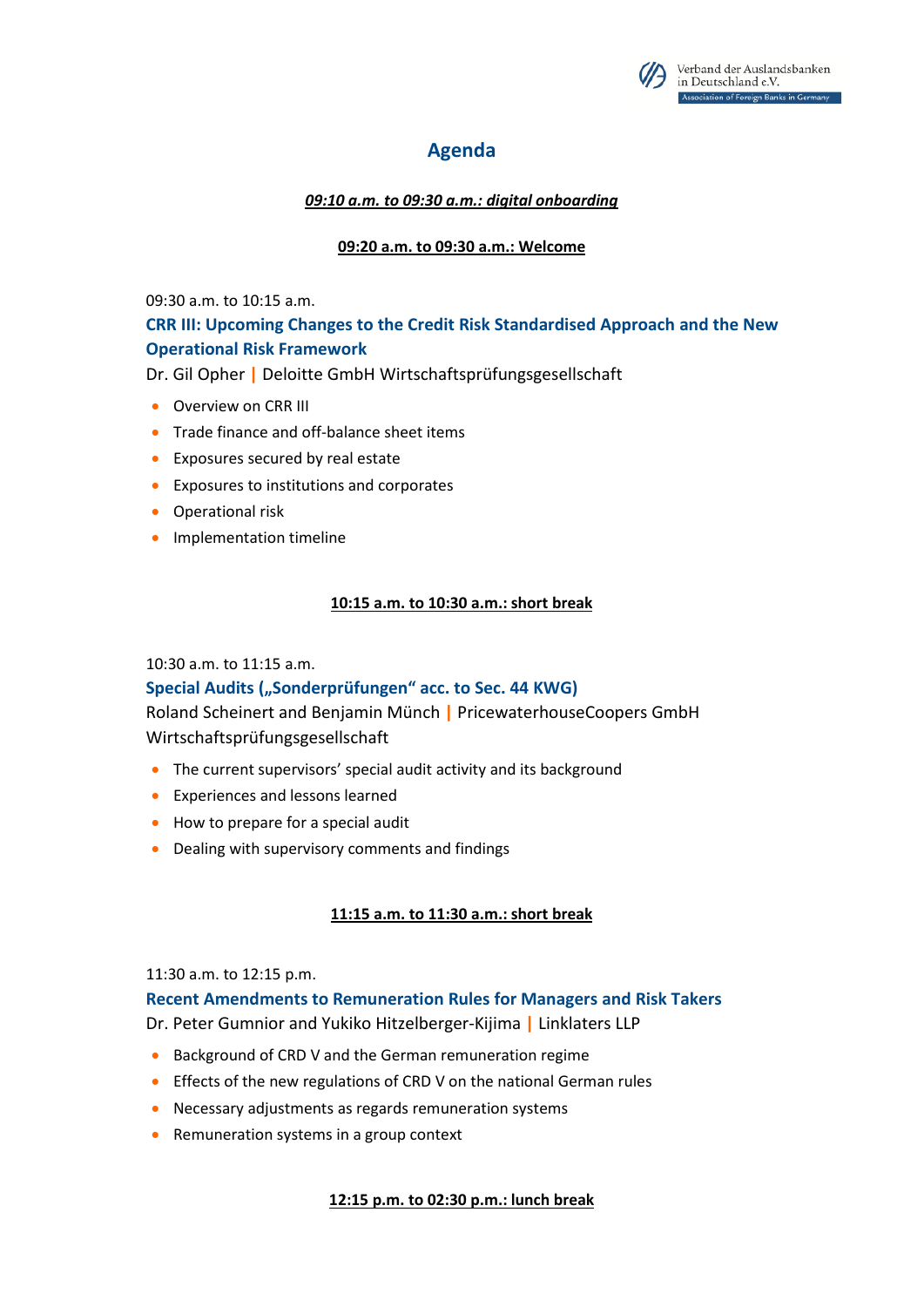## Agenda

***09:10 a.m. to 09:30 a.m.: digital onboarding***

**09:20 a.m. to 09:30 a.m.: Welcome**

09:30 a.m. to 10:15 a.m.

### CRR III: Upcoming Changes to the Credit Risk Standardised Approach and the New Operational Risk Framework

Dr. Gil Opher | Deloitte GmbH Wirtschaftsprüfungsgesellschaft

- Overview on CRR III
- Trade finance and off-balance sheet items
- Exposures secured by real estate
- Exposures to institutions and corporates
- Operational risk
- Implementation timeline

**10:15 a.m. to 10:30 a.m.: short break**

10:30 a.m. to 11:15 a.m.

### Special Audits („Sonderprüfungen“ acc. to Sec. 44 KWG)

Roland Scheinert and Benjamin Münch | PricewaterhouseCoopers GmbH Wirtschaftsprüfungsgesellschaft

- The current supervisors' special audit activity and its background
- Experiences and lessons learned
- How to prepare for a special audit
- Dealing with supervisory comments and findings

**11:15 a.m. to 11:30 a.m.: short break**

11:30 a.m. to 12:15 p.m.

### Recent Amendments to Remuneration Rules for Managers and Risk Takers

Dr. Peter Gumnior and Yukiko Hitzelberger-Kijima | Linklaters LLP

- Background of CRD V and the German remuneration regime
- Effects of the new regulations of CRD V on the national German rules
- Necessary adjustments as regards remuneration systems
- Remuneration systems in a group context

**12:15 p.m. to 02:30 p.m.: lunch break**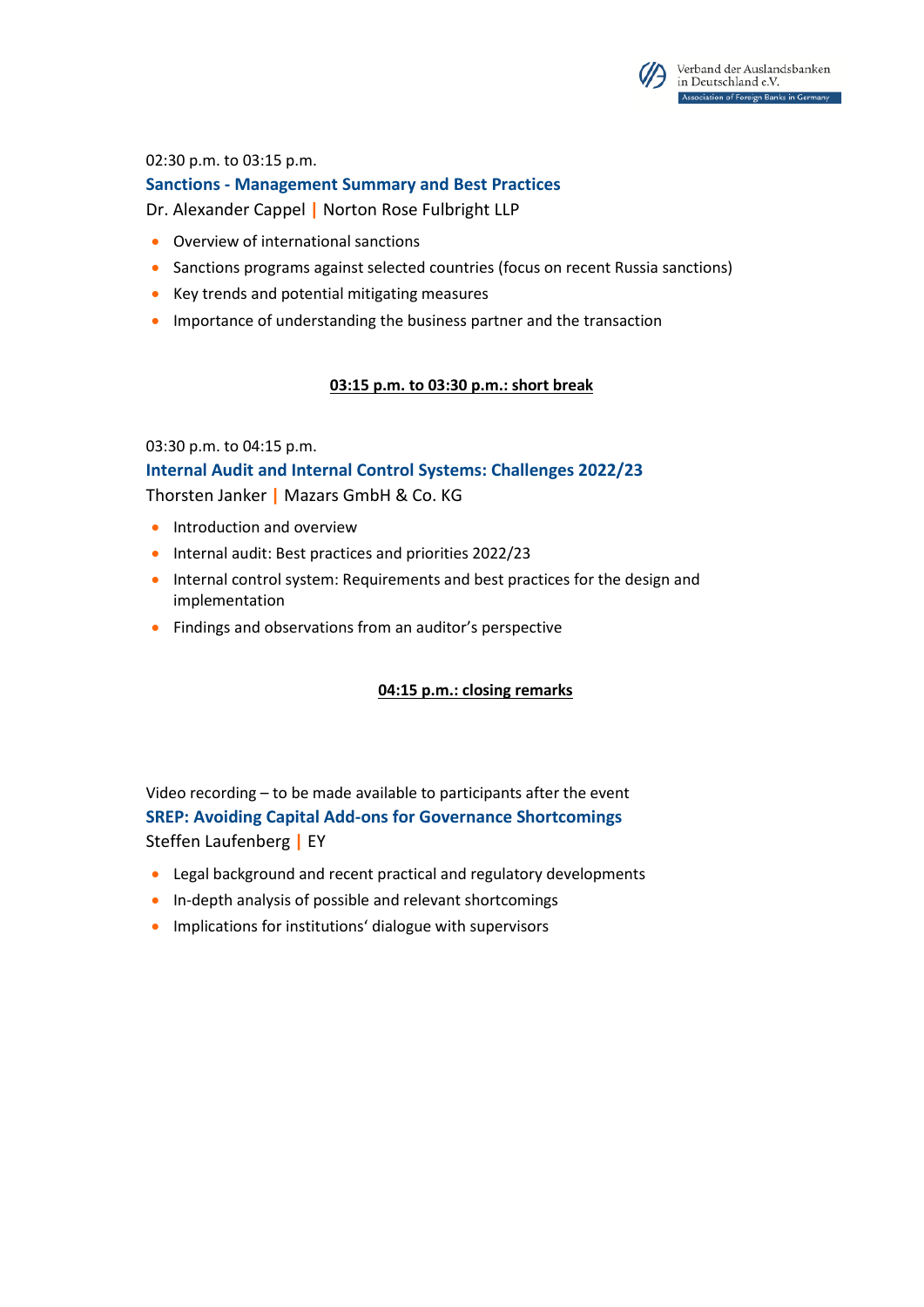02:30 p.m. to 03:15 p.m.

### Sanctions - Management Summary and Best Practices

Dr. Alexander Cappel | Norton Rose Fulbright LLP

- Overview of international sanctions
- Sanctions programs against selected countries (focus on recent Russia sanctions)
- Key trends and potential mitigating measures
- Importance of understanding the business partner and the transaction

**03:15 p.m. to 03:30 p.m.: short break**

03:30 p.m. to 04:15 p.m.

### Internal Audit and Internal Control Systems: Challenges 2022/23

Thorsten Janker | Mazars GmbH & Co. KG

- Introduction and overview
- Internal audit: Best practices and priorities 2022/23
- Internal control system: Requirements and best practices for the design and implementation
- Findings and observations from an auditor's perspective

**04:15 p.m.: closing remarks**

Video recording – to be made available to participants after the event

### SREP: Avoiding Capital Add-ons for Governance Shortcomings

Steffen Laufenberg | EY

- Legal background and recent practical and regulatory developments
- In-depth analysis of possible and relevant shortcomings
- Implications for institutions' dialogue with supervisors